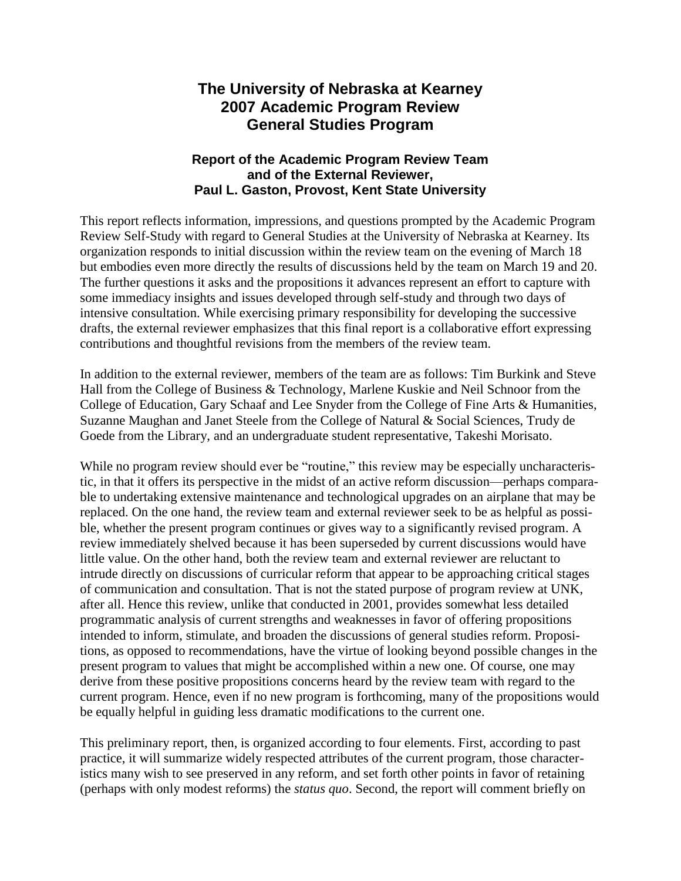# The University of Nebraska at Kearney
# 2007 Academic Program Review
# General Studies Program

### Report of the Academic Program Review Team and of the External Reviewer, Paul L. Gaston, Provost, Kent State University

This report reflects information, impressions, and questions prompted by the Academic Program Review Self-Study with regard to General Studies at the University of Nebraska at Kearney. Its organization responds to initial discussion within the review team on the evening of March 18 but embodies even more directly the results of discussions held by the team on March 19 and 20. The further questions it asks and the propositions it advances represent an effort to capture with some immediacy insights and issues developed through self-study and through two days of intensive consultation. While exercising primary responsibility for developing the successive drafts, the external reviewer emphasizes that this final report is a collaborative effort expressing contributions and thoughtful revisions from the members of the review team.

In addition to the external reviewer, members of the team are as follows: Tim Burkink and Steve Hall from the College of Business & Technology, Marlene Kuskie and Neil Schnoor from the College of Education, Gary Schaaf and Lee Snyder from the College of Fine Arts & Humanities, Suzanne Maughan and Janet Steele from the College of Natural & Social Sciences, Trudy de Goede from the Library, and an undergraduate student representative, Takeshi Morisato.

While no program review should ever be "routine," this review may be especially uncharacteristic, in that it offers its perspective in the midst of an active reform discussion—perhaps comparable to undertaking extensive maintenance and technological upgrades on an airplane that may be replaced. On the one hand, the review team and external reviewer seek to be as helpful as possible, whether the present program continues or gives way to a significantly revised program. A review immediately shelved because it has been superseded by current discussions would have little value. On the other hand, both the review team and external reviewer are reluctant to intrude directly on discussions of curricular reform that appear to be approaching critical stages of communication and consultation. That is not the stated purpose of program review at UNK, after all. Hence this review, unlike that conducted in 2001, provides somewhat less detailed programmatic analysis of current strengths and weaknesses in favor of offering propositions intended to inform, stimulate, and broaden the discussions of general studies reform. Propositions, as opposed to recommendations, have the virtue of looking beyond possible changes in the present program to values that might be accomplished within a new one. Of course, one may derive from these positive propositions concerns heard by the review team with regard to the current program. Hence, even if no new program is forthcoming, many of the propositions would be equally helpful in guiding less dramatic modifications to the current one.

This preliminary report, then, is organized according to four elements. First, according to past practice, it will summarize widely respected attributes of the current program, those characteristics many wish to see preserved in any reform, and set forth other points in favor of retaining (perhaps with only modest reforms) the *status quo*. Second, the report will comment briefly on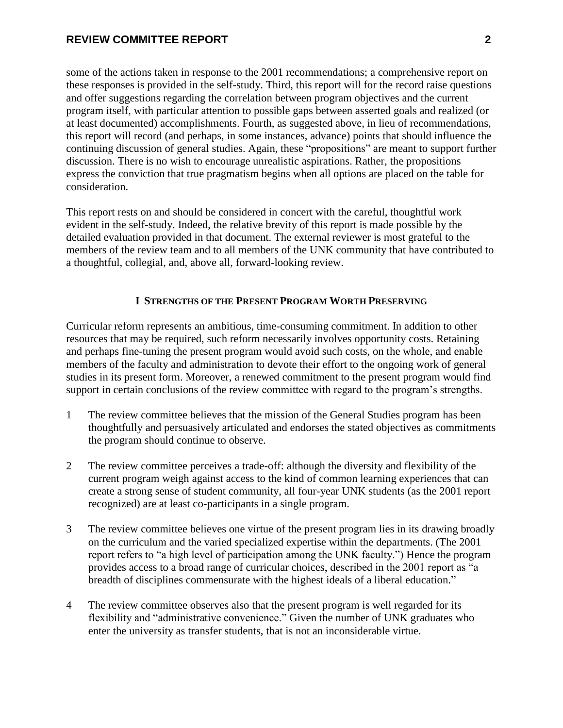some of the actions taken in response to the 2001 recommendations; a comprehensive report on these responses is provided in the self-study. Third, this report will for the record raise questions and offer suggestions regarding the correlation between program objectives and the current program itself, with particular attention to possible gaps between asserted goals and realized (or at least documented) accomplishments. Fourth, as suggested above, in lieu of recommendations, this report will record (and perhaps, in some instances, advance) points that should influence the continuing discussion of general studies. Again, these "propositions" are meant to support further discussion. There is no wish to encourage unrealistic aspirations. Rather, the propositions express the conviction that true pragmatism begins when all options are placed on the table for consideration.

This report rests on and should be considered in concert with the careful, thoughtful work evident in the self-study. Indeed, the relative brevity of this report is made possible by the detailed evaluation provided in that document. The external reviewer is most grateful to the members of the review team and to all members of the UNK community that have contributed to a thoughtful, collegial, and, above all, forward-looking review.

## I Strengths of the Present Program Worth Preserving

Curricular reform represents an ambitious, time-consuming commitment. In addition to other resources that may be required, such reform necessarily involves opportunity costs. Retaining and perhaps fine-tuning the present program would avoid such costs, on the whole, and enable members of the faculty and administration to devote their effort to the ongoing work of general studies in its present form. Moreover, a renewed commitment to the present program would find support in certain conclusions of the review committee with regard to the program's strengths.

1 The review committee believes that the mission of the General Studies program has been thoughtfully and persuasively articulated and endorses the stated objectives as commitments the program should continue to observe.

2 The review committee perceives a trade-off: although the diversity and flexibility of the current program weigh against access to the kind of common learning experiences that can create a strong sense of student community, all four-year UNK students (as the 2001 report recognized) are at least co-participants in a single program.

3 The review committee believes one virtue of the present program lies in its drawing broadly on the curriculum and the varied specialized expertise within the departments. (The 2001 report refers to "a high level of participation among the UNK faculty.") Hence the program provides access to a broad range of curricular choices, described in the 2001 report as "a breadth of disciplines commensurate with the highest ideals of a liberal education."

4 The review committee observes also that the present program is well regarded for its flexibility and "administrative convenience." Given the number of UNK graduates who enter the university as transfer students, that is not an inconsiderable virtue.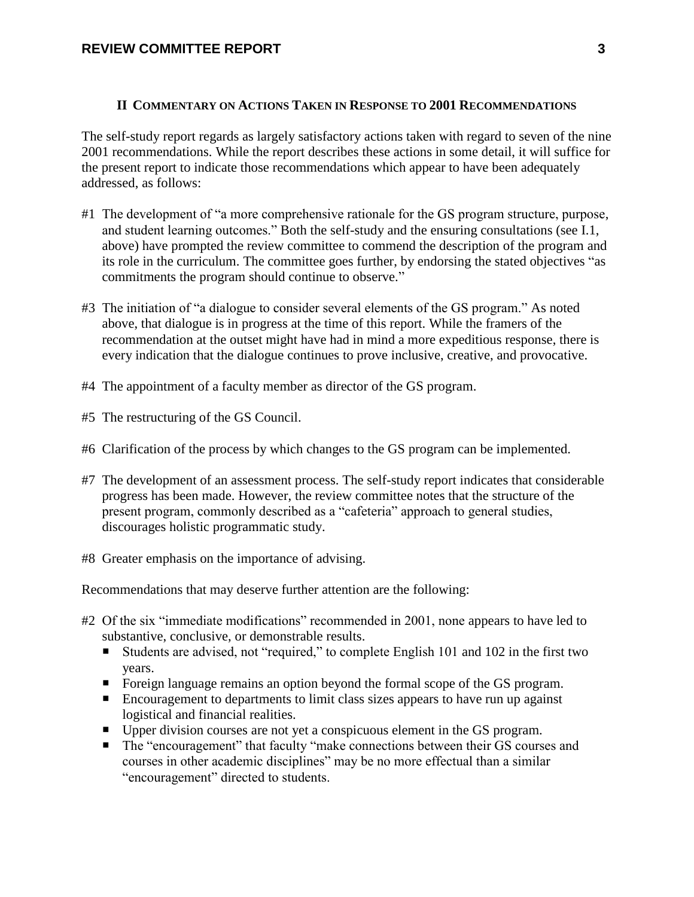## II Commentary on Actions Taken in Response to 2001 Recommendations

The self-study report regards as largely satisfactory actions taken with regard to seven of the nine 2001 recommendations. While the report describes these actions in some detail, it will suffice for the present report to indicate those recommendations which appear to have been adequately addressed, as follows:

#1 The development of "a more comprehensive rationale for the GS program structure, purpose, and student learning outcomes." Both the self-study and the ensuring consultations (see I.1, above) have prompted the review committee to commend the description of the program and its role in the curriculum. The committee goes further, by endorsing the stated objectives "as commitments the program should continue to observe."

#3 The initiation of "a dialogue to consider several elements of the GS program." As noted above, that dialogue is in progress at the time of this report. While the framers of the recommendation at the outset might have had in mind a more expeditious response, there is every indication that the dialogue continues to prove inclusive, creative, and provocative.

#4 The appointment of a faculty member as director of the GS program.

#5 The restructuring of the GS Council.

#6 Clarification of the process by which changes to the GS program can be implemented.

#7 The development of an assessment process. The self-study report indicates that considerable progress has been made. However, the review committee notes that the structure of the present program, commonly described as a "cafeteria" approach to general studies, discourages holistic programmatic study.

#8 Greater emphasis on the importance of advising.

Recommendations that may deserve further attention are the following:

#2 Of the six "immediate modifications" recommended in 2001, none appears to have led to substantive, conclusive, or demonstrable results.

- Students are advised, not "required," to complete English 101 and 102 in the first two years.
- Foreign language remains an option beyond the formal scope of the GS program.
- Encouragement to departments to limit class sizes appears to have run up against logistical and financial realities.
- Upper division courses are not yet a conspicuous element in the GS program.
- The "encouragement" that faculty "make connections between their GS courses and courses in other academic disciplines" may be no more effectual than a similar "encouragement" directed to students.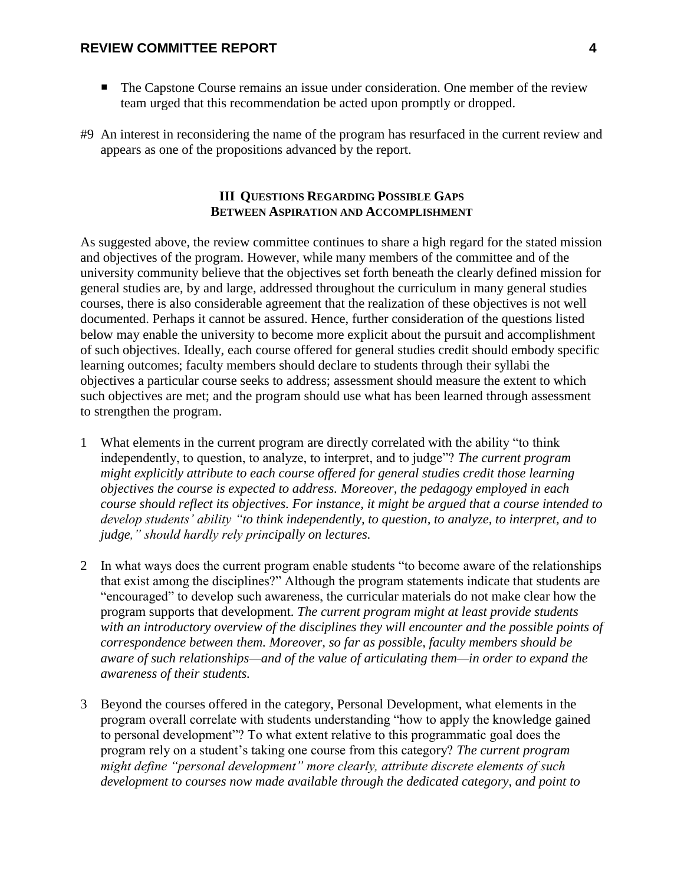- The Capstone Course remains an issue under consideration. One member of the review team urged that this recommendation be acted upon promptly or dropped.

#9 An interest in reconsidering the name of the program has resurfaced in the current review and appears as one of the propositions advanced by the report.

## III Questions Regarding Possible Gaps Between Aspiration and Accomplishment

As suggested above, the review committee continues to share a high regard for the stated mission and objectives of the program. However, while many members of the committee and of the university community believe that the objectives set forth beneath the clearly defined mission for general studies are, by and large, addressed throughout the curriculum in many general studies courses, there is also considerable agreement that the realization of these objectives is not well documented. Perhaps it cannot be assured. Hence, further consideration of the questions listed below may enable the university to become more explicit about the pursuit and accomplishment of such objectives. Ideally, each course offered for general studies credit should embody specific learning outcomes; faculty members should declare to students through their syllabi the objectives a particular course seeks to address; assessment should measure the extent to which such objectives are met; and the program should use what has been learned through assessment to strengthen the program.

1 What elements in the current program are directly correlated with the ability "to think independently, to question, to analyze, to interpret, and to judge"? *The current program might explicitly attribute to each course offered for general studies credit those learning objectives the course is expected to address. Moreover, the pedagogy employed in each course should reflect its objectives. For instance, it might be argued that a course intended to develop students' ability "to think independently, to question, to analyze, to interpret, and to judge," should hardly rely principally on lectures.*

2 In what ways does the current program enable students "to become aware of the relationships that exist among the disciplines?" Although the program statements indicate that students are "encouraged" to develop such awareness, the curricular materials do not make clear how the program supports that development. *The current program might at least provide students with an introductory overview of the disciplines they will encounter and the possible points of correspondence between them. Moreover, so far as possible, faculty members should be aware of such relationships—and of the value of articulating them—in order to expand the awareness of their students.*

3 Beyond the courses offered in the category, Personal Development, what elements in the program overall correlate with students understanding "how to apply the knowledge gained to personal development"? To what extent relative to this programmatic goal does the program rely on a student's taking one course from this category? *The current program might define "personal development" more clearly, attribute discrete elements of such development to courses now made available through the dedicated category, and point to*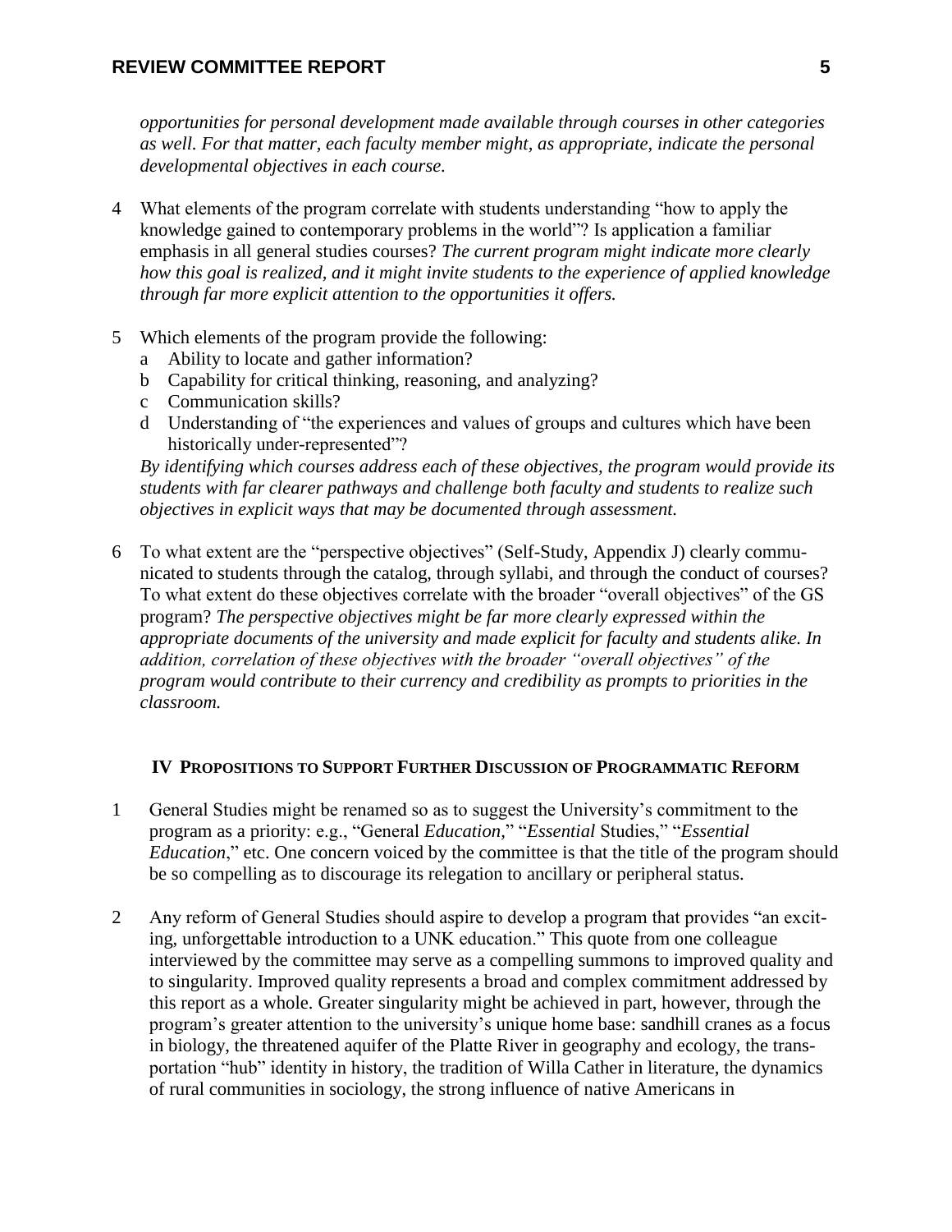*opportunities for personal development made available through courses in other categories as well. For that matter, each faculty member might, as appropriate, indicate the personal developmental objectives in each course.*

4 What elements of the program correlate with students understanding "how to apply the knowledge gained to contemporary problems in the world"? Is application a familiar emphasis in all general studies courses? *The current program might indicate more clearly how this goal is realized, and it might invite students to the experience of applied knowledge through far more explicit attention to the opportunities it offers.*

5 Which elements of the program provide the following:
   a Ability to locate and gather information?
   b Capability for critical thinking, reasoning, and analyzing?
   c Communication skills?
   d Understanding of "the experiences and values of groups and cultures which have been historically under-represented"?

   *By identifying which courses address each of these objectives, the program would provide its students with far clearer pathways and challenge both faculty and students to realize such objectives in explicit ways that may be documented through assessment.*

6 To what extent are the "perspective objectives" (Self-Study, Appendix J) clearly communicated to students through the catalog, through syllabi, and through the conduct of courses? To what extent do these objectives correlate with the broader "overall objectives" of the GS program? *The perspective objectives might be far more clearly expressed within the appropriate documents of the university and made explicit for faculty and students alike. In addition, correlation of these objectives with the broader "overall objectives" of the program would contribute to their currency and credibility as prompts to priorities in the classroom.*

## IV Propositions to Support Further Discussion of Programmatic Reform

1 General Studies might be renamed so as to suggest the University's commitment to the program as a priority: e.g., "General *Education*," "*Essential* Studies," "*Essential Education*," etc. One concern voiced by the committee is that the title of the program should be so compelling as to discourage its relegation to ancillary or peripheral status.

2 Any reform of General Studies should aspire to develop a program that provides "an exciting, unforgettable introduction to a UNK education." This quote from one colleague interviewed by the committee may serve as a compelling summons to improved quality and to singularity. Improved quality represents a broad and complex commitment addressed by this report as a whole. Greater singularity might be achieved in part, however, through the program's greater attention to the university's unique home base: sandhill cranes as a focus in biology, the threatened aquifer of the Platte River in geography and ecology, the transportation "hub" identity in history, the tradition of Willa Cather in literature, the dynamics of rural communities in sociology, the strong influence of native Americans in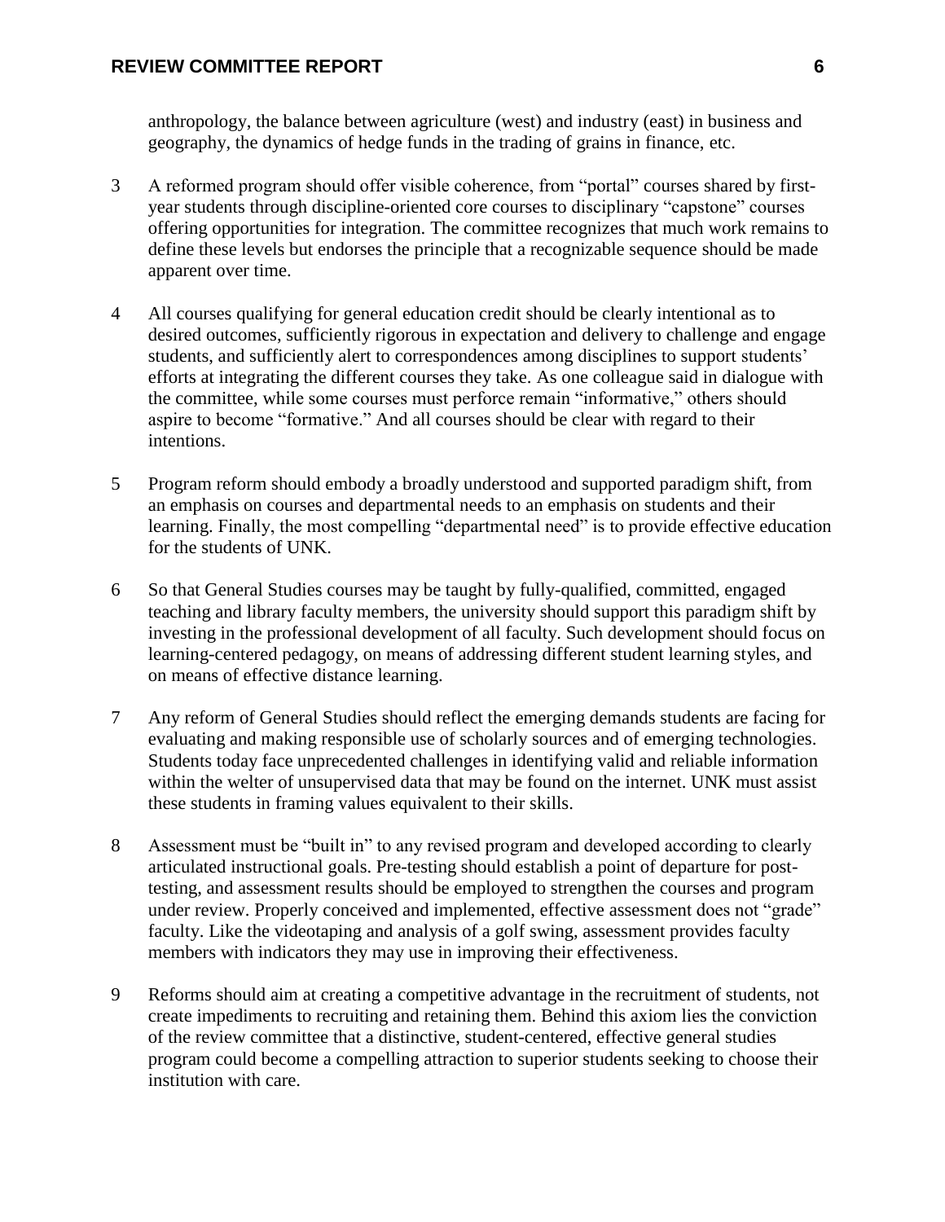anthropology, the balance between agriculture (west) and industry (east) in business and geography, the dynamics of hedge funds in the trading of grains in finance, etc.

3 A reformed program should offer visible coherence, from "portal" courses shared by first-year students through discipline-oriented core courses to disciplinary "capstone" courses offering opportunities for integration. The committee recognizes that much work remains to define these levels but endorses the principle that a recognizable sequence should be made apparent over time.

4 All courses qualifying for general education credit should be clearly intentional as to desired outcomes, sufficiently rigorous in expectation and delivery to challenge and engage students, and sufficiently alert to correspondences among disciplines to support students' efforts at integrating the different courses they take. As one colleague said in dialogue with the committee, while some courses must perforce remain "informative," others should aspire to become "formative." And all courses should be clear with regard to their intentions.

5 Program reform should embody a broadly understood and supported paradigm shift, from an emphasis on courses and departmental needs to an emphasis on students and their learning. Finally, the most compelling "departmental need" is to provide effective education for the students of UNK.

6 So that General Studies courses may be taught by fully-qualified, committed, engaged teaching and library faculty members, the university should support this paradigm shift by investing in the professional development of all faculty. Such development should focus on learning-centered pedagogy, on means of addressing different student learning styles, and on means of effective distance learning.

7 Any reform of General Studies should reflect the emerging demands students are facing for evaluating and making responsible use of scholarly sources and of emerging technologies. Students today face unprecedented challenges in identifying valid and reliable information within the welter of unsupervised data that may be found on the internet. UNK must assist these students in framing values equivalent to their skills.

8 Assessment must be "built in" to any revised program and developed according to clearly articulated instructional goals. Pre-testing should establish a point of departure for post-testing, and assessment results should be employed to strengthen the courses and program under review. Properly conceived and implemented, effective assessment does not "grade" faculty. Like the videotaping and analysis of a golf swing, assessment provides faculty members with indicators they may use in improving their effectiveness.

9 Reforms should aim at creating a competitive advantage in the recruitment of students, not create impediments to recruiting and retaining them. Behind this axiom lies the conviction of the review committee that a distinctive, student-centered, effective general studies program could become a compelling attraction to superior students seeking to choose their institution with care.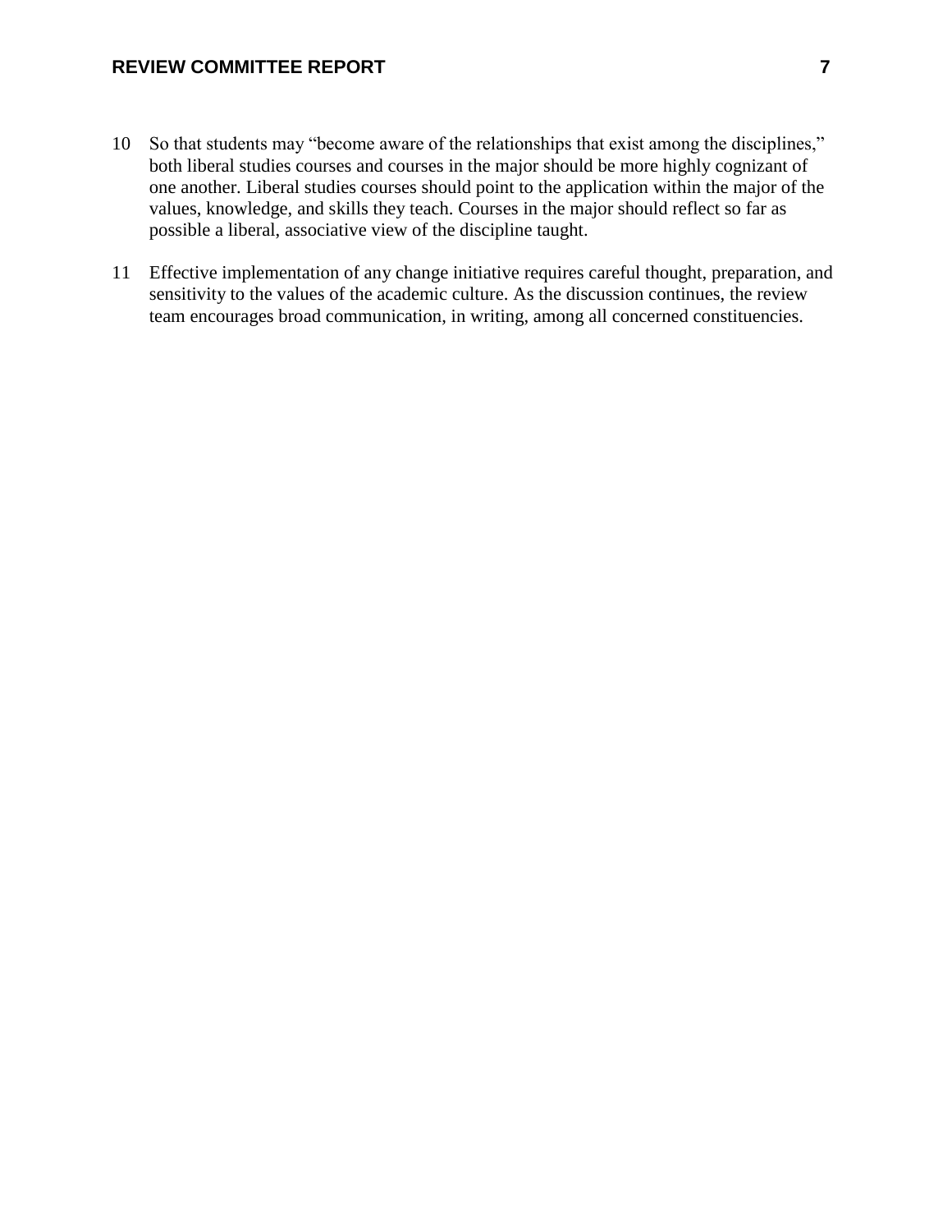10 So that students may "become aware of the relationships that exist among the disciplines," both liberal studies courses and courses in the major should be more highly cognizant of one another. Liberal studies courses should point to the application within the major of the values, knowledge, and skills they teach. Courses in the major should reflect so far as possible a liberal, associative view of the discipline taught.

11 Effective implementation of any change initiative requires careful thought, preparation, and sensitivity to the values of the academic culture. As the discussion continues, the review team encourages broad communication, in writing, among all concerned constituencies.